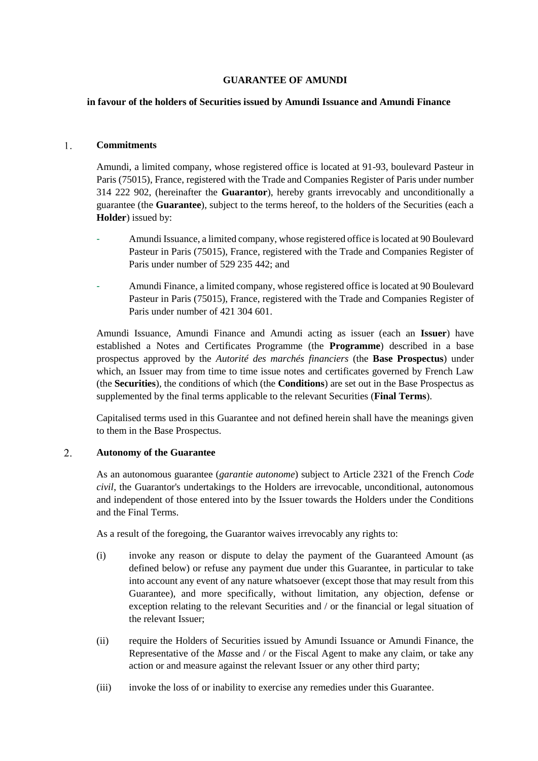**GUARANTEE OF AMUNDI**

**in favour of the holders of Securities issued by Amundi Issuance and Amundi Finance**

## 1. Commitments

Amundi, a limited company, whose registered office is located at 91-93, boulevard Pasteur in Paris (75015), France, registered with the Trade and Companies Register of Paris under number 314 222 902, (hereinafter the **Guarantor**), hereby grants irrevocably and unconditionally a guarantee (the **Guarantee**), subject to the terms hereof, to the holders of the Securities (each a **Holder**) issued by:

- Amundi Issuance, a limited company, whose registered office is located at 90 Boulevard Pasteur in Paris (75015), France, registered with the Trade and Companies Register of Paris under number of 529 235 442; and
- Amundi Finance, a limited company, whose registered office is located at 90 Boulevard Pasteur in Paris (75015), France, registered with the Trade and Companies Register of Paris under number of 421 304 601.

Amundi Issuance, Amundi Finance and Amundi acting as issuer (each an **Issuer**) have established a Notes and Certificates Programme (the **Programme**) described in a base prospectus approved by the *Autorité des marchés financiers* (the **Base Prospectus**) under which, an Issuer may from time to time issue notes and certificates governed by French Law (the **Securities**), the conditions of which (the **Conditions**) are set out in the Base Prospectus as supplemented by the final terms applicable to the relevant Securities (**Final Terms**).

Capitalised terms used in this Guarantee and not defined herein shall have the meanings given to them in the Base Prospectus.

## 2. Autonomy of the Guarantee

As an autonomous guarantee (*garantie autonome*) subject to Article 2321 of the French *Code civil*, the Guarantor's undertakings to the Holders are irrevocable, unconditional, autonomous and independent of those entered into by the Issuer towards the Holders under the Conditions and the Final Terms.

As a result of the foregoing, the Guarantor waives irrevocably any rights to:

(i) invoke any reason or dispute to delay the payment of the Guaranteed Amount (as defined below) or refuse any payment due under this Guarantee, in particular to take into account any event of any nature whatsoever (except those that may result from this Guarantee), and more specifically, without limitation, any objection, defense or exception relating to the relevant Securities and / or the financial or legal situation of the relevant Issuer;

(ii) require the Holders of Securities issued by Amundi Issuance or Amundi Finance, the Representative of the *Masse* and / or the Fiscal Agent to make any claim, or take any action or and measure against the relevant Issuer or any other third party;

(iii) invoke the loss of or inability to exercise any remedies under this Guarantee.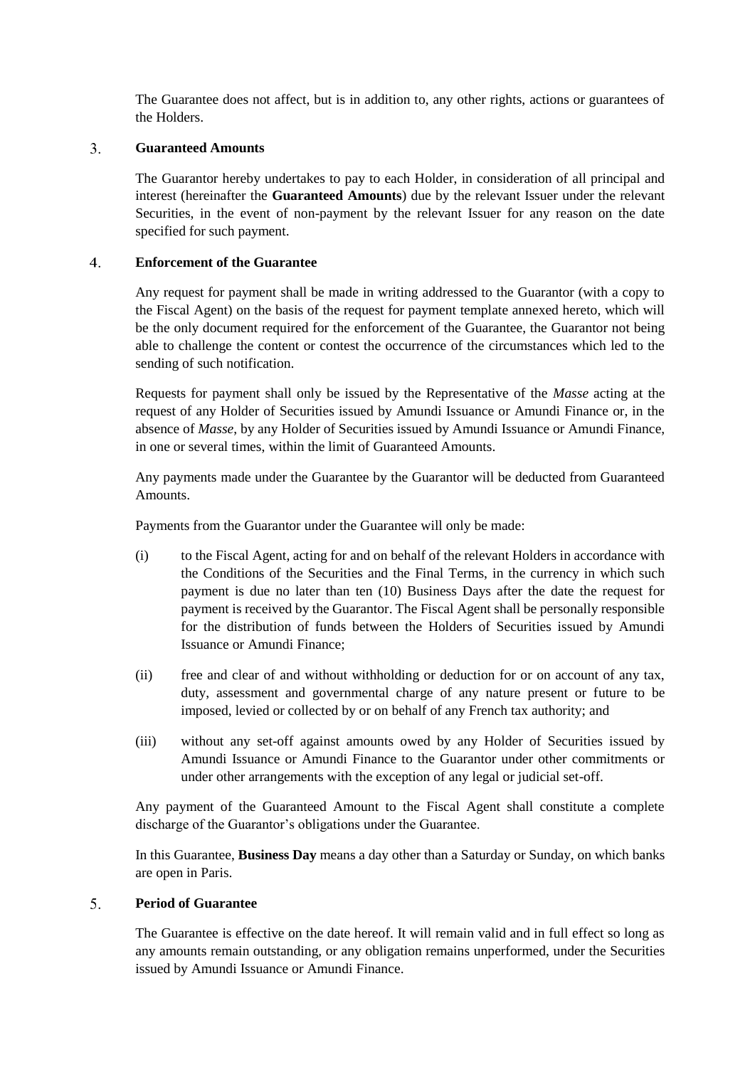The Guarantee does not affect, but is in addition to, any other rights, actions or guarantees of the Holders.

## 3. Guaranteed Amounts

The Guarantor hereby undertakes to pay to each Holder, in consideration of all principal and interest (hereinafter the **Guaranteed Amounts**) due by the relevant Issuer under the relevant Securities, in the event of non-payment by the relevant Issuer for any reason on the date specified for such payment.

## 4. Enforcement of the Guarantee

Any request for payment shall be made in writing addressed to the Guarantor (with a copy to the Fiscal Agent) on the basis of the request for payment template annexed hereto, which will be the only document required for the enforcement of the Guarantee, the Guarantor not being able to challenge the content or contest the occurrence of the circumstances which led to the sending of such notification.

Requests for payment shall only be issued by the Representative of the *Masse* acting at the request of any Holder of Securities issued by Amundi Issuance or Amundi Finance or, in the absence of *Masse*, by any Holder of Securities issued by Amundi Issuance or Amundi Finance, in one or several times, within the limit of Guaranteed Amounts.

Any payments made under the Guarantee by the Guarantor will be deducted from Guaranteed Amounts.

Payments from the Guarantor under the Guarantee will only be made:

(i) to the Fiscal Agent, acting for and on behalf of the relevant Holders in accordance with the Conditions of the Securities and the Final Terms, in the currency in which such payment is due no later than ten (10) Business Days after the date the request for payment is received by the Guarantor. The Fiscal Agent shall be personally responsible for the distribution of funds between the Holders of Securities issued by Amundi Issuance or Amundi Finance;

(ii) free and clear of and without withholding or deduction for or on account of any tax, duty, assessment and governmental charge of any nature present or future to be imposed, levied or collected by or on behalf of any French tax authority; and

(iii) without any set-off against amounts owed by any Holder of Securities issued by Amundi Issuance or Amundi Finance to the Guarantor under other commitments or under other arrangements with the exception of any legal or judicial set-off.

Any payment of the Guaranteed Amount to the Fiscal Agent shall constitute a complete discharge of the Guarantor's obligations under the Guarantee.

In this Guarantee, **Business Day** means a day other than a Saturday or Sunday, on which banks are open in Paris.

## 5. Period of Guarantee

The Guarantee is effective on the date hereof. It will remain valid and in full effect so long as any amounts remain outstanding, or any obligation remains unperformed, under the Securities issued by Amundi Issuance or Amundi Finance.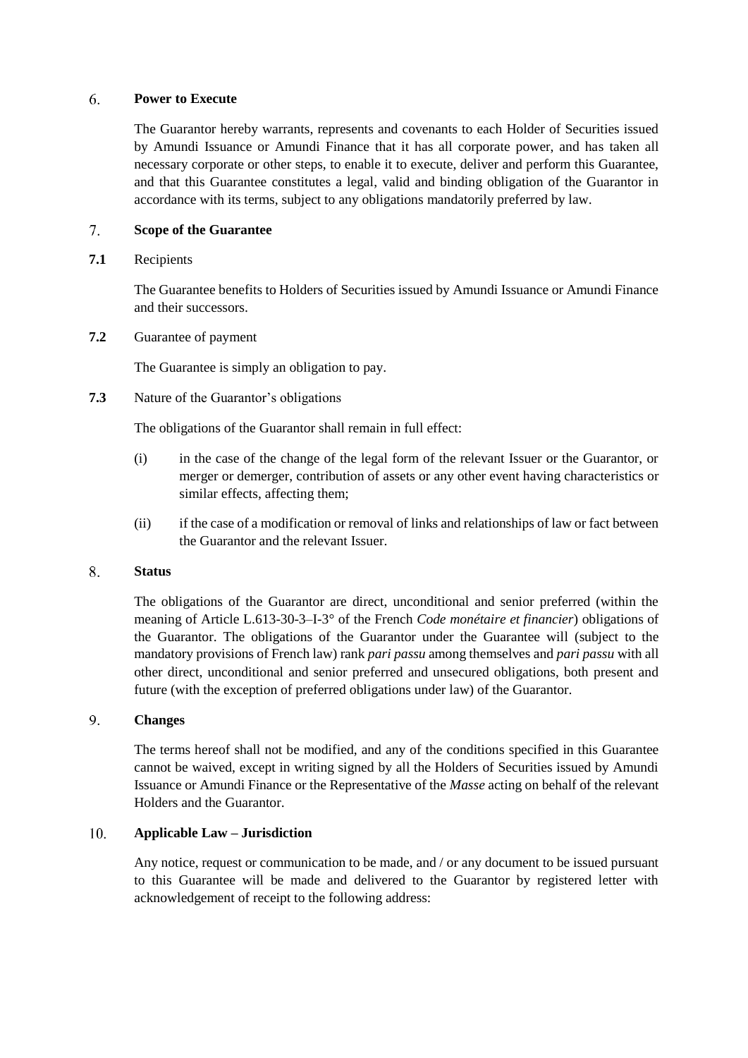## 6. Power to Execute

The Guarantor hereby warrants, represents and covenants to each Holder of Securities issued by Amundi Issuance or Amundi Finance that it has all corporate power, and has taken all necessary corporate or other steps, to enable it to execute, deliver and perform this Guarantee, and that this Guarantee constitutes a legal, valid and binding obligation of the Guarantor in accordance with its terms, subject to any obligations mandatorily preferred by law.

## 7. Scope of the Guarantee

**7.1** Recipients

The Guarantee benefits to Holders of Securities issued by Amundi Issuance or Amundi Finance and their successors.

**7.2** Guarantee of payment

The Guarantee is simply an obligation to pay.

**7.3** Nature of the Guarantor's obligations

The obligations of the Guarantor shall remain in full effect:

(i) in the case of the change of the legal form of the relevant Issuer or the Guarantor, or merger or demerger, contribution of assets or any other event having characteristics or similar effects, affecting them;

(ii) if the case of a modification or removal of links and relationships of law or fact between the Guarantor and the relevant Issuer.

## 8. Status

The obligations of the Guarantor are direct, unconditional and senior preferred (within the meaning of Article L.613-30-3–I-3° of the French *Code monétaire et financier*) obligations of the Guarantor. The obligations of the Guarantor under the Guarantee will (subject to the mandatory provisions of French law) rank *pari passu* among themselves and *pari passu* with all other direct, unconditional and senior preferred and unsecured obligations, both present and future (with the exception of preferred obligations under law) of the Guarantor.

## 9. Changes

The terms hereof shall not be modified, and any of the conditions specified in this Guarantee cannot be waived, except in writing signed by all the Holders of Securities issued by Amundi Issuance or Amundi Finance or the Representative of the *Masse* acting on behalf of the relevant Holders and the Guarantor.

## 10. Applicable Law – Jurisdiction

Any notice, request or communication to be made, and / or any document to be issued pursuant to this Guarantee will be made and delivered to the Guarantor by registered letter with acknowledgement of receipt to the following address: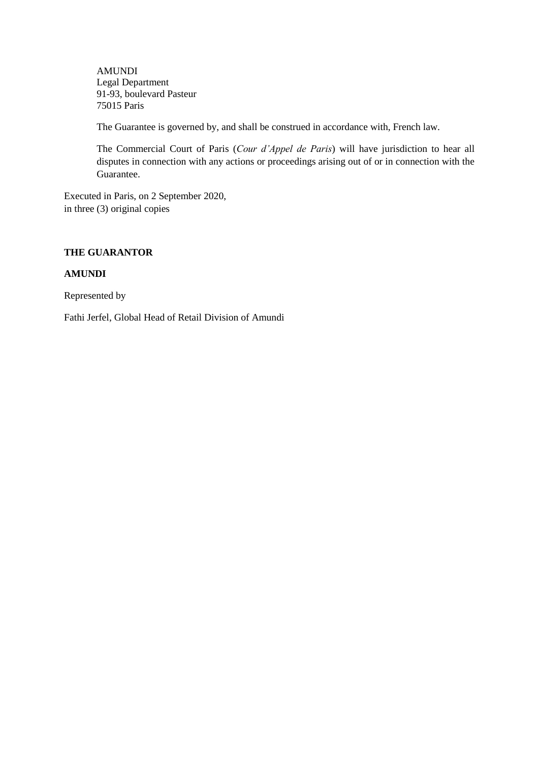AMUNDI
Legal Department
91-93, boulevard Pasteur
75015 Paris

The Guarantee is governed by, and shall be construed in accordance with, French law.

The Commercial Court of Paris (*Cour d'Appel de Paris*) will have jurisdiction to hear all disputes in connection with any actions or proceedings arising out of or in connection with the Guarantee.

Executed in Paris, on 2 September 2020,
in three (3) original copies

**THE GUARANTOR**

**AMUNDI**

Represented by

Fathi Jerfel, Global Head of Retail Division of Amundi